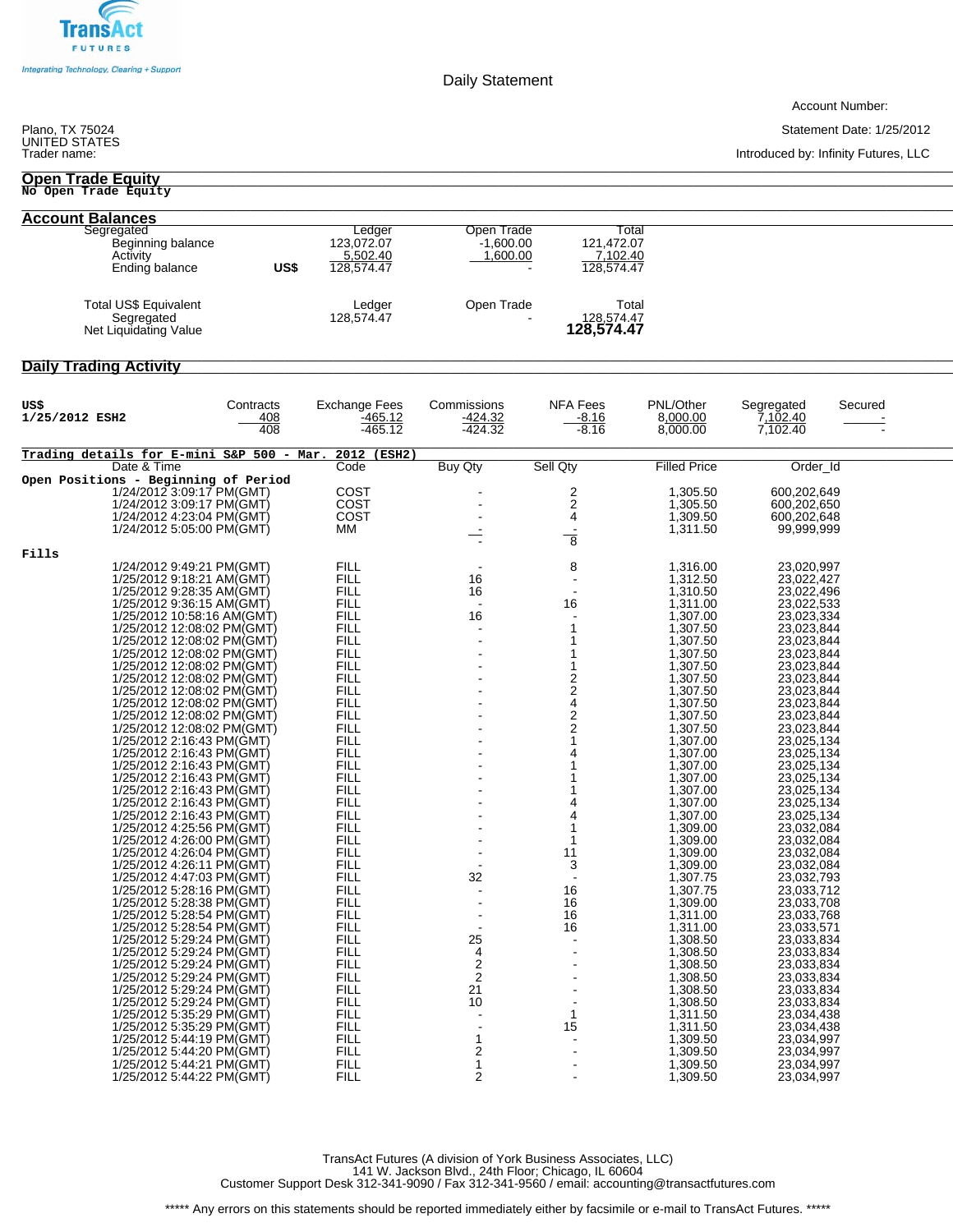TransAct FUTURES

*Integrating Technology, Clearing + Support*

Daily Statement

Account Number:

Plano, TX 75024
UNITED STATES
Trader name:

Statement Date: 1/25/2012

Introduced by: Infinity Futures, LLC

## Open Trade Equity

**No Open Trade Equity**

## Account Balances

| Segregated | | Ledger | Open Trade | Total |
|---|---|---|---|---|
| Beginning balance | | 123,072.07 | -1,600.00 | 121,472.07 |
| Activity | | 5,502.40 | 1,600.00 | 7,102.40 |
| Ending balance | **US$** | 128,574.47 | - | 128,574.47 |

| Total US$ Equivalent | Ledger | Open Trade | Total |
|---|---|---|---|
| Segregated | 128,574.47 | - | 128,574.47 |
| Net Liquidating Value | | | **128,574.47** |

## Daily Trading Activity

| **US$** | Contracts | Exchange Fees | Commissions | NFA Fees | PNL/Other | Segregated | Secured |
|---|---|---|---|---|---|---|---|
| **1/25/2012 ESH2** | 408 | -465.12 | -424.32 | -8.16 | 8,000.00 | 7,102.40 | - |
| | 408 | -465.12 | -424.32 | -8.16 | 8,000.00 | 7,102.40 | - |

**Trading details for E-mini S&P 500 - Mar. 2012 (ESH2)**

| Date & Time | Code | Buy Qty | Sell Qty | Filled Price | Order_Id |
|---|---|---|---|---|---|
| **Open Positions - Beginning of Period** | | | | | |
| 1/24/2012 3:09:17 PM(GMT) | COST | - | 2 | 1,305.50 | 600,202,649 |
| 1/24/2012 3:09:17 PM(GMT) | COST | - | 2 | 1,305.50 | 600,202,650 |
| 1/24/2012 4:23:04 PM(GMT) | COST | - | 4 | 1,309.50 | 600,202,648 |
| 1/24/2012 5:05:00 PM(GMT) | MM | - | - | 1,311.50 | 99,999,999 |
| | | - | 8 | | |
| **Fills** | | | | | |
| 1/24/2012 9:49:21 PM(GMT) | FILL | - | 8 | 1,316.00 | 23,020,997 |
| 1/25/2012 9:18:21 AM(GMT) | FILL | 16 | - | 1,312.50 | 23,022,427 |
| 1/25/2012 9:28:35 AM(GMT) | FILL | 16 | - | 1,310.50 | 23,022,496 |
| 1/25/2012 9:36:15 AM(GMT) | FILL | - | 16 | 1,311.00 | 23,022,533 |
| 1/25/2012 10:58:16 AM(GMT) | FILL | 16 | - | 1,307.00 | 23,023,334 |
| 1/25/2012 12:08:02 PM(GMT) | FILL | - | 1 | 1,307.50 | 23,023,844 |
| 1/25/2012 12:08:02 PM(GMT) | FILL | - | 1 | 1,307.50 | 23,023,844 |
| 1/25/2012 12:08:02 PM(GMT) | FILL | - | 1 | 1,307.50 | 23,023,844 |
| 1/25/2012 12:08:02 PM(GMT) | FILL | - | 1 | 1,307.50 | 23,023,844 |
| 1/25/2012 12:08:02 PM(GMT) | FILL | - | 2 | 1,307.50 | 23,023,844 |
| 1/25/2012 12:08:02 PM(GMT) | FILL | - | 2 | 1,307.50 | 23,023,844 |
| 1/25/2012 12:08:02 PM(GMT) | FILL | - | 4 | 1,307.50 | 23,023,844 |
| 1/25/2012 12:08:02 PM(GMT) | FILL | - | 2 | 1,307.50 | 23,023,844 |
| 1/25/2012 12:08:02 PM(GMT) | FILL | - | 2 | 1,307.50 | 23,023,844 |
| 1/25/2012 2:16:43 PM(GMT) | FILL | - | 1 | 1,307.00 | 23,025,134 |
| 1/25/2012 2:16:43 PM(GMT) | FILL | - | 4 | 1,307.00 | 23,025,134 |
| 1/25/2012 2:16:43 PM(GMT) | FILL | - | 1 | 1,307.00 | 23,025,134 |
| 1/25/2012 2:16:43 PM(GMT) | FILL | - | 1 | 1,307.00 | 23,025,134 |
| 1/25/2012 2:16:43 PM(GMT) | FILL | - | 1 | 1,307.00 | 23,025,134 |
| 1/25/2012 2:16:43 PM(GMT) | FILL | - | 4 | 1,307.00 | 23,025,134 |
| 1/25/2012 2:16:43 PM(GMT) | FILL | - | 4 | 1,307.00 | 23,025,134 |
| 1/25/2012 4:25:56 PM(GMT) | FILL | - | 1 | 1,309.00 | 23,032,084 |
| 1/25/2012 4:26:00 PM(GMT) | FILL | - | 1 | 1,309.00 | 23,032,084 |
| 1/25/2012 4:26:04 PM(GMT) | FILL | - | 11 | 1,309.00 | 23,032,084 |
| 1/25/2012 4:26:11 PM(GMT) | FILL | - | 3 | 1,309.00 | 23,032,084 |
| 1/25/2012 4:47:03 PM(GMT) | FILL | 32 | - | 1,307.75 | 23,032,793 |
| 1/25/2012 5:28:16 PM(GMT) | FILL | - | 16 | 1,307.75 | 23,033,712 |
| 1/25/2012 5:28:38 PM(GMT) | FILL | - | 16 | 1,309.00 | 23,033,708 |
| 1/25/2012 5:28:54 PM(GMT) | FILL | - | 16 | 1,311.00 | 23,033,768 |
| 1/25/2012 5:28:54 PM(GMT) | FILL | - | 16 | 1,311.00 | 23,033,571 |
| 1/25/2012 5:29:24 PM(GMT) | FILL | 25 | - | 1,308.50 | 23,033,834 |
| 1/25/2012 5:29:24 PM(GMT) | FILL | 4 | - | 1,308.50 | 23,033,834 |
| 1/25/2012 5:29:24 PM(GMT) | FILL | 2 | - | 1,308.50 | 23,033,834 |
| 1/25/2012 5:29:24 PM(GMT) | FILL | 2 | - | 1,308.50 | 23,033,834 |
| 1/25/2012 5:29:24 PM(GMT) | FILL | 21 | - | 1,308.50 | 23,033,834 |
| 1/25/2012 5:29:24 PM(GMT) | FILL | 10 | - | 1,308.50 | 23,033,834 |
| 1/25/2012 5:35:29 PM(GMT) | FILL | - | 1 | 1,311.50 | 23,034,438 |
| 1/25/2012 5:35:29 PM(GMT) | FILL | - | 15 | 1,311.50 | 23,034,438 |
| 1/25/2012 5:44:19 PM(GMT) | FILL | 1 | - | 1,309.50 | 23,034,997 |
| 1/25/2012 5:44:20 PM(GMT) | FILL | 2 | - | 1,309.50 | 23,034,997 |
| 1/25/2012 5:44:21 PM(GMT) | FILL | 1 | - | 1,309.50 | 23,034,997 |
| 1/25/2012 5:44:22 PM(GMT) | FILL | 2 | - | 1,309.50 | 23,034,997 |

TransAct Futures (A division of York Business Associates, LLC)
141 W. Jackson Blvd., 24th Floor; Chicago, IL 60604
Customer Support Desk 312-341-9090 / Fax 312-341-9560 / email: accounting@transactfutures.com

***** Any errors on this statements should be reported immediately either by facsimile or e-mail to TransAct Futures. *****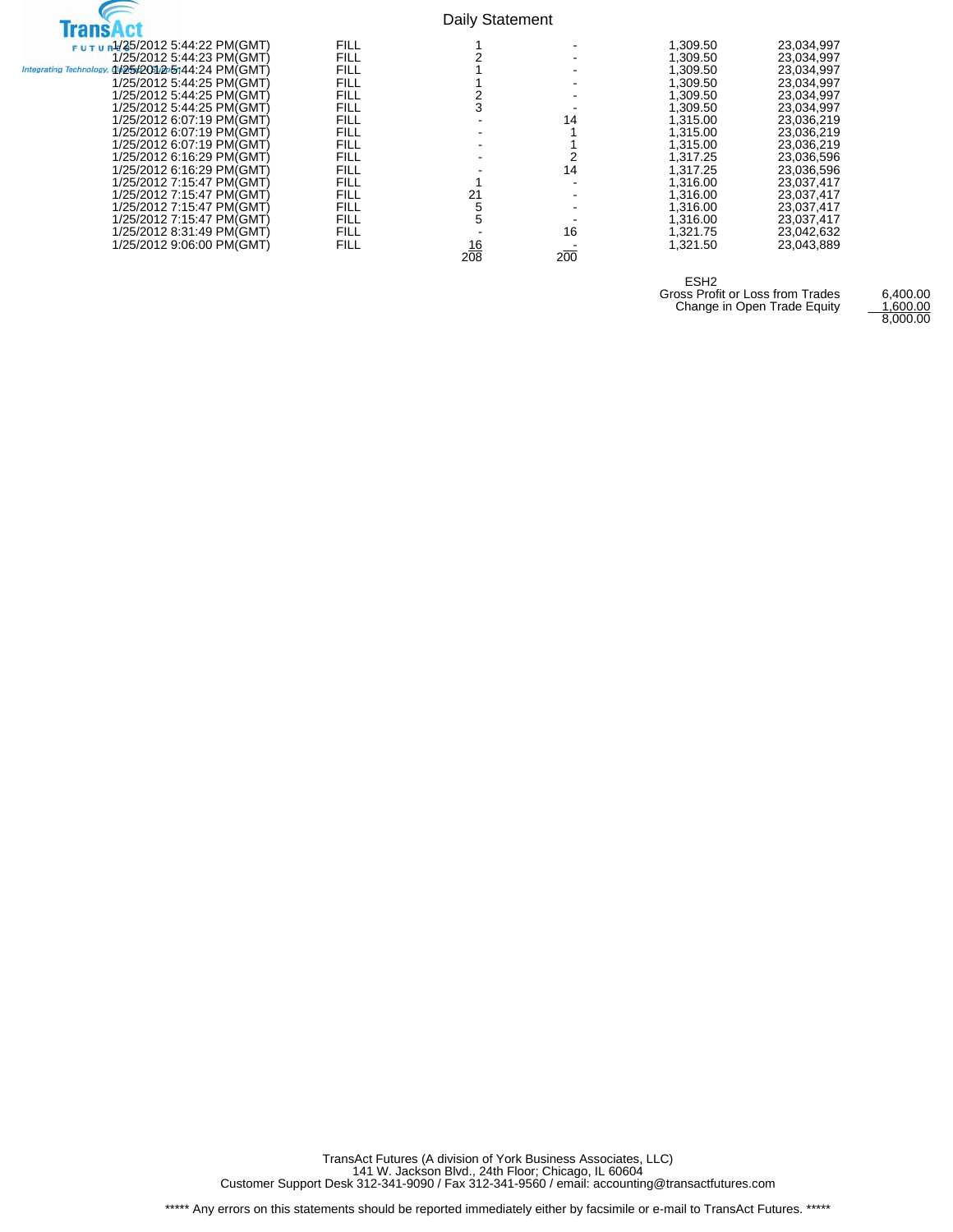# Daily Statement

| | | | | | |
|---|---|---|---|---|---|
| 1/25/2012 5:44:22 PM(GMT) | FILL | 1 | - | 1,309.50 | 23,034,997 |
| 1/25/2012 5:44:23 PM(GMT) | FILL | 2 | - | 1,309.50 | 23,034,997 |
| 1/25/2012 5:44:24 PM(GMT) | FILL | 1 | - | 1,309.50 | 23,034,997 |
| 1/25/2012 5:44:25 PM(GMT) | FILL | 1 | - | 1,309.50 | 23,034,997 |
| 1/25/2012 5:44:25 PM(GMT) | FILL | 2 | - | 1,309.50 | 23,034,997 |
| 1/25/2012 5:44:25 PM(GMT) | FILL | 3 | - | 1,309.50 | 23,034,997 |
| 1/25/2012 6:07:19 PM(GMT) | FILL | - | 14 | 1,315.00 | 23,036,219 |
| 1/25/2012 6:07:19 PM(GMT) | FILL | - | 1 | 1,315.00 | 23,036,219 |
| 1/25/2012 6:07:19 PM(GMT) | FILL | - | 1 | 1,315.00 | 23,036,219 |
| 1/25/2012 6:16:29 PM(GMT) | FILL | - | 2 | 1,317.25 | 23,036,596 |
| 1/25/2012 6:16:29 PM(GMT) | FILL | - | 14 | 1,317.25 | 23,036,596 |
| 1/25/2012 7:15:47 PM(GMT) | FILL | 1 | - | 1,316.00 | 23,037,417 |
| 1/25/2012 7:15:47 PM(GMT) | FILL | 21 | - | 1,316.00 | 23,037,417 |
| 1/25/2012 7:15:47 PM(GMT) | FILL | 5 | - | 1,316.00 | 23,037,417 |
| 1/25/2012 7:15:47 PM(GMT) | FILL | 5 | - | 1,316.00 | 23,037,417 |
| 1/25/2012 8:31:49 PM(GMT) | FILL | - | 16 | 1,321.75 | 23,042,632 |
| 1/25/2012 9:06:00 PM(GMT) | FILL | 16 | - | 1,321.50 | 23,043,889 |
| | | 208 | 200 | | |

ESH2

| | |
|---|---|
| Gross Profit or Loss from Trades | 6,400.00 |
| Change in Open Trade Equity | 1,600.00 |
| | 8,000.00 |

TransAct Futures (A division of York Business Associates, LLC)
141 W. Jackson Blvd., 24th Floor; Chicago, IL 60604
Customer Support Desk 312-341-9090 / Fax 312-341-9560 / email: accounting@transactfutures.com

***** Any errors on this statements should be reported immediately either by facsimile or e-mail to TransAct Futures. *****